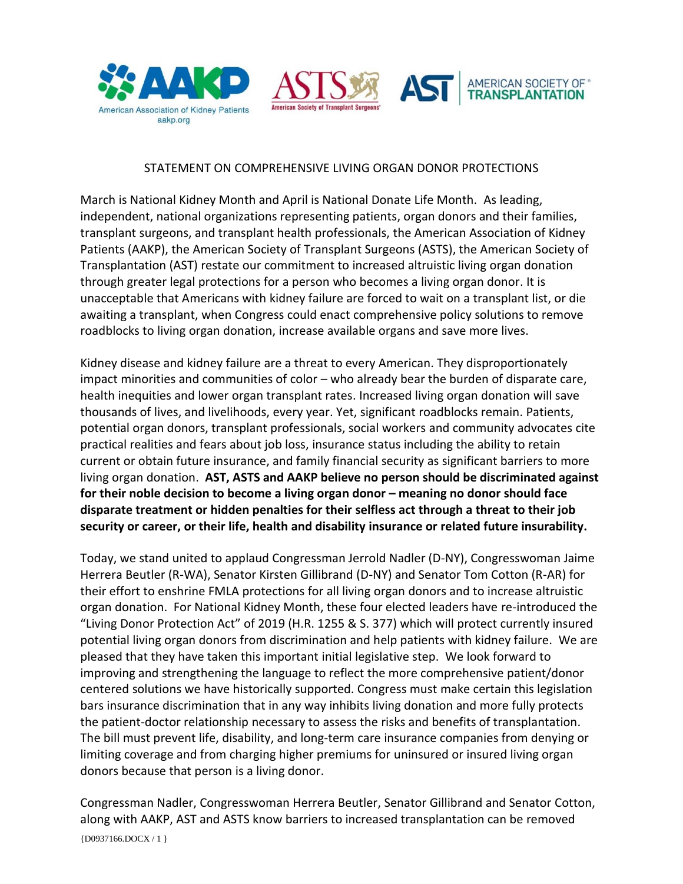American Association of Kidney Patients
aakp.org

American Society of Transplant Surgeons

AMERICAN SOCIETY OF TRANSPLANTATION

## STATEMENT ON COMPREHENSIVE LIVING ORGAN DONOR PROTECTIONS

March is National Kidney Month and April is National Donate Life Month. As leading, independent, national organizations representing patients, organ donors and their families, transplant surgeons, and transplant health professionals, the American Association of Kidney Patients (AAKP), the American Society of Transplant Surgeons (ASTS), the American Society of Transplantation (AST) restate our commitment to increased altruistic living organ donation through greater legal protections for a person who becomes a living organ donor. It is unacceptable that Americans with kidney failure are forced to wait on a transplant list, or die awaiting a transplant, when Congress could enact comprehensive policy solutions to remove roadblocks to living organ donation, increase available organs and save more lives.

Kidney disease and kidney failure are a threat to every American. They disproportionately impact minorities and communities of color – who already bear the burden of disparate care, health inequities and lower organ transplant rates. Increased living organ donation will save thousands of lives, and livelihoods, every year. Yet, significant roadblocks remain. Patients, potential organ donors, transplant professionals, social workers and community advocates cite practical realities and fears about job loss, insurance status including the ability to retain current or obtain future insurance, and family financial security as significant barriers to more living organ donation. **AST, ASTS and AAKP believe no person should be discriminated against for their noble decision to become a living organ donor – meaning no donor should face disparate treatment or hidden penalties for their selfless act through a threat to their job security or career, or their life, health and disability insurance or related future insurability.**

Today, we stand united to applaud Congressman Jerrold Nadler (D-NY), Congresswoman Jaime Herrera Beutler (R-WA), Senator Kirsten Gillibrand (D-NY) and Senator Tom Cotton (R-AR) for their effort to enshrine FMLA protections for all living organ donors and to increase altruistic organ donation. For National Kidney Month, these four elected leaders have re-introduced the "Living Donor Protection Act" of 2019 (H.R. 1255 & S. 377) which will protect currently insured potential living organ donors from discrimination and help patients with kidney failure. We are pleased that they have taken this important initial legislative step. We look forward to improving and strengthening the language to reflect the more comprehensive patient/donor centered solutions we have historically supported. Congress must make certain this legislation bars insurance discrimination that in any way inhibits living donation and more fully protects the patient-doctor relationship necessary to assess the risks and benefits of transplantation. The bill must prevent life, disability, and long-term care insurance companies from denying or limiting coverage and from charging higher premiums for uninsured or insured living organ donors because that person is a living donor.

Congressman Nadler, Congresswoman Herrera Beutler, Senator Gillibrand and Senator Cotton, along with AAKP, AST and ASTS know barriers to increased transplantation can be removed

{D0937166.DOCX / 1 }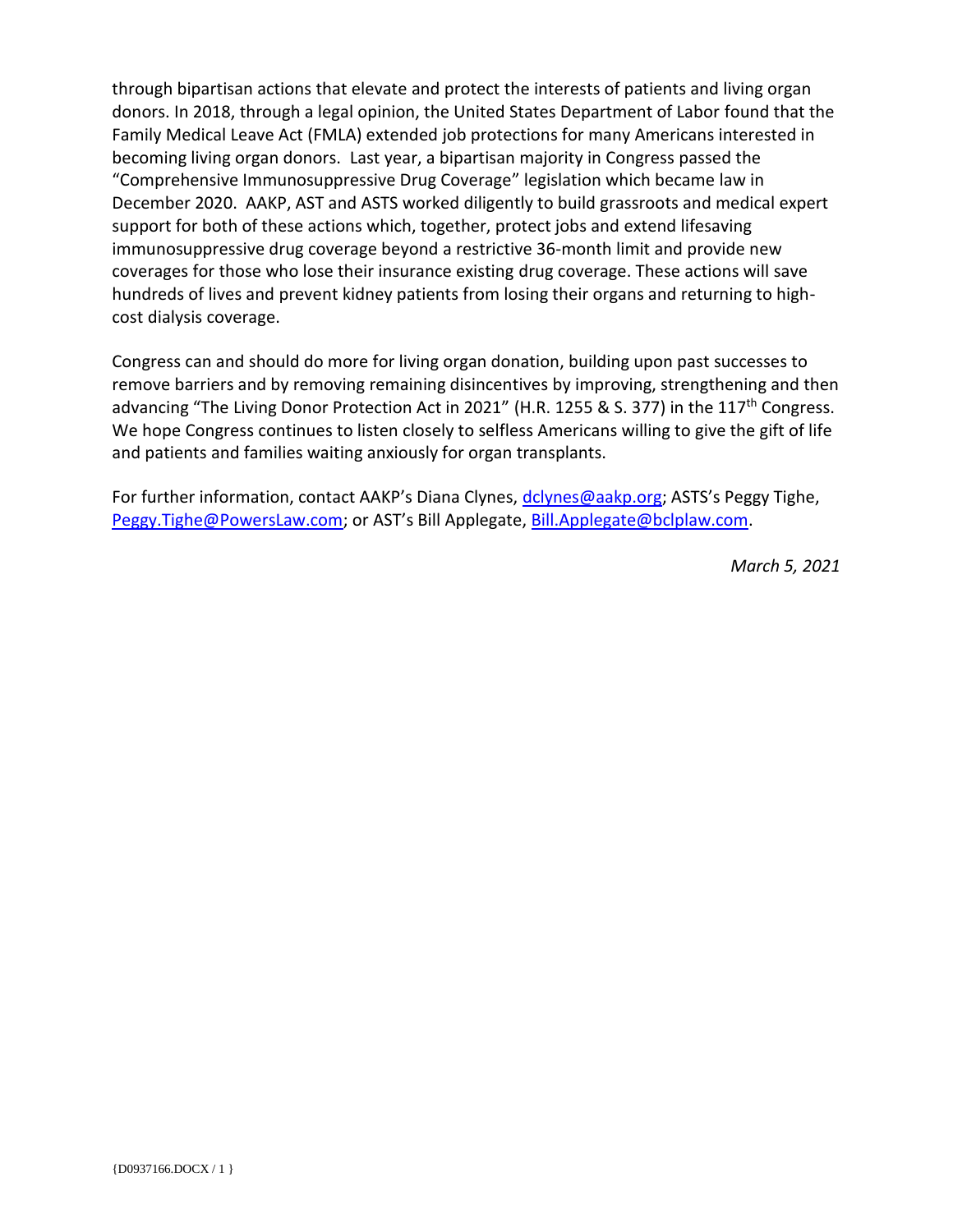through bipartisan actions that elevate and protect the interests of patients and living organ donors. In 2018, through a legal opinion, the United States Department of Labor found that the Family Medical Leave Act (FMLA) extended job protections for many Americans interested in becoming living organ donors. Last year, a bipartisan majority in Congress passed the "Comprehensive Immunosuppressive Drug Coverage" legislation which became law in December 2020. AAKP, AST and ASTS worked diligently to build grassroots and medical expert support for both of these actions which, together, protect jobs and extend lifesaving immunosuppressive drug coverage beyond a restrictive 36-month limit and provide new coverages for those who lose their insurance existing drug coverage. These actions will save hundreds of lives and prevent kidney patients from losing their organs and returning to high-cost dialysis coverage.

Congress can and should do more for living organ donation, building upon past successes to remove barriers and by removing remaining disincentives by improving, strengthening and then advancing "The Living Donor Protection Act in 2021" (H.R. 1255 & S. 377) in the 117th Congress. We hope Congress continues to listen closely to selfless Americans willing to give the gift of life and patients and families waiting anxiously for organ transplants.

For further information, contact AAKP's Diana Clynes, dclynes@aakp.org; ASTS's Peggy Tighe, Peggy.Tighe@PowersLaw.com; or AST's Bill Applegate, Bill.Applegate@bclplaw.com.

*March 5, 2021*